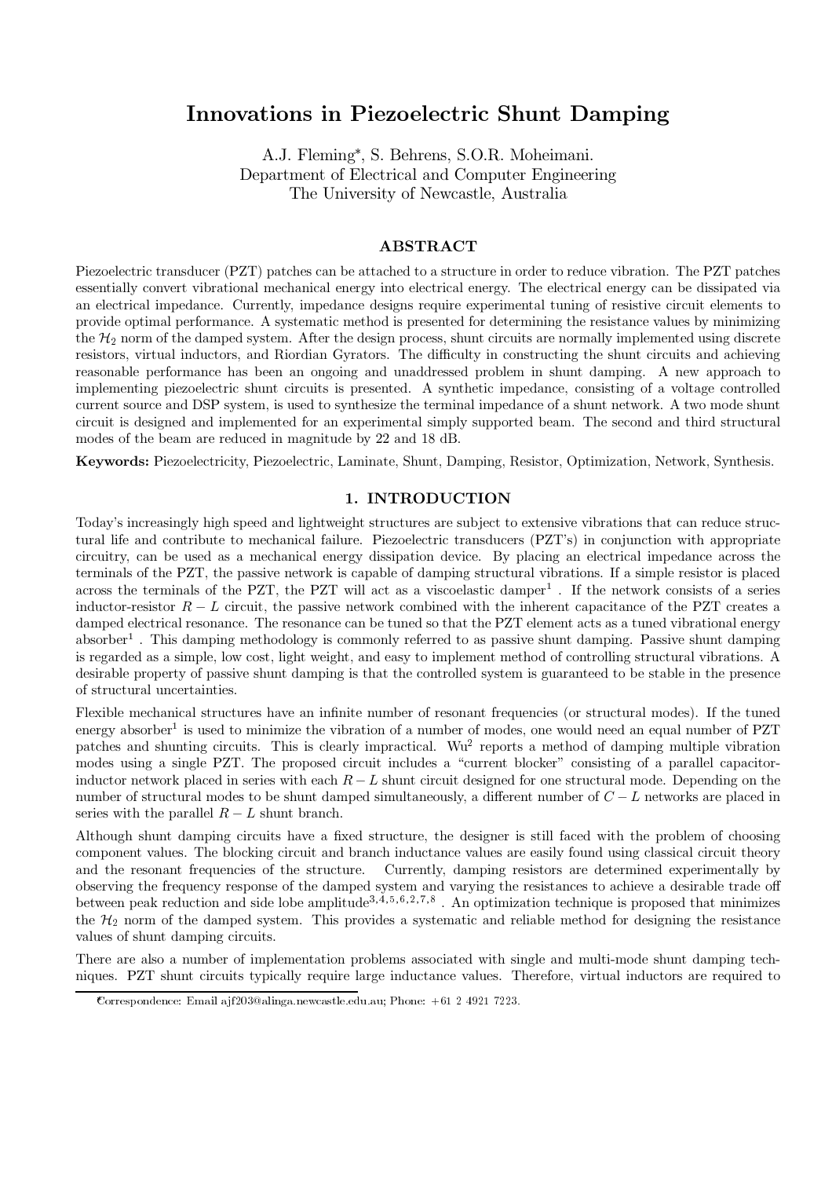# Innovations in Piezoelectric Shunt Damping

A.J. Fleming*, S. Behrens, S.O.R. Moheimani.
Department of Electrical and Computer Engineering
The University of Newcastle, Australia

## ABSTRACT

Piezoelectric transducer (PZT) patches can be attached to a structure in order to reduce vibration. The PZT patches essentially convert vibrational mechanical energy into electrical energy. The electrical energy can be dissipated via an electrical impedance. Currently, impedance designs require experimental tuning of resistive circuit elements to provide optimal performance. A systematic method is presented for determining the resistance values by minimizing the $\mathcal{H}_2$ norm of the damped system. After the design process, shunt circuits are normally implemented using discrete resistors, virtual inductors, and Riordian Gyrators. The difficulty in constructing the shunt circuits and achieving reasonable performance has been an ongoing and unaddressed problem in shunt damping. A new approach to implementing piezoelectric shunt circuits is presented. A synthetic impedance, consisting of a voltage controlled current source and DSP system, is used to synthesize the terminal impedance of a shunt network. A two mode shunt circuit is designed and implemented for an experimental simply supported beam. The second and third structural modes of the beam are reduced in magnitude by 22 and 18 dB.

**Keywords:** Piezoelectricity, Piezoelectric, Laminate, Shunt, Damping, Resistor, Optimization, Network, Synthesis.

## 1. INTRODUCTION

Today's increasingly high speed and lightweight structures are subject to extensive vibrations that can reduce structural life and contribute to mechanical failure. Piezoelectric transducers (PZT's) in conjunction with appropriate circuitry, can be used as a mechanical energy dissipation device. By placing an electrical impedance across the terminals of the PZT, the passive network is capable of damping structural vibrations. If a simple resistor is placed across the terminals of the PZT, the PZT will act as a viscoelastic damper[1] . If the network consists of a series inductor-resistor $R-L$ circuit, the passive network combined with the inherent capacitance of the PZT creates a damped electrical resonance. The resonance can be tuned so that the PZT element acts as a tuned vibrational energy absorber[1] . This damping methodology is commonly referred to as passive shunt damping. Passive shunt damping is regarded as a simple, low cost, light weight, and easy to implement method of controlling structural vibrations. A desirable property of passive shunt damping is that the controlled system is guaranteed to be stable in the presence of structural uncertainties.

Flexible mechanical structures have an infinite number of resonant frequencies (or structural modes). If the tuned energy absorber[1] is used to minimize the vibration of a number of modes, one would need an equal number of PZT patches and shunting circuits. This is clearly impractical. Wu[2] reports a method of damping multiple vibration modes using a single PZT. The proposed circuit includes a "current blocker" consisting of a parallel capacitor-inductor network placed in series with each $R-L$ shunt circuit designed for one structural mode. Depending on the number of structural modes to be shunt damped simultaneously, a different number of $C-L$ networks are placed in series with the parallel $R-L$ shunt branch.

Although shunt damping circuits have a fixed structure, the designer is still faced with the problem of choosing component values. The blocking circuit and branch inductance values are easily found using classical circuit theory and the resonant frequencies of the structure. Currently, damping resistors are determined experimentally by observing the frequency response of the damped system and varying the resistances to achieve a desirable trade off between peak reduction and side lobe amplitude[3,4,5,6,2,7,8] . An optimization technique is proposed that minimizes the $\mathcal{H}_2$ norm of the damped system. This provides a systematic and reliable method for designing the resistance values of shunt damping circuits.

There are also a number of implementation problems associated with single and multi-mode shunt damping techniques. PZT shunt circuits typically require large inductance values. Therefore, virtual inductors are required to

*Correspondence: Email ajf203@alinga.newcastle.edu.au; Phone: +61 2 4921 7223.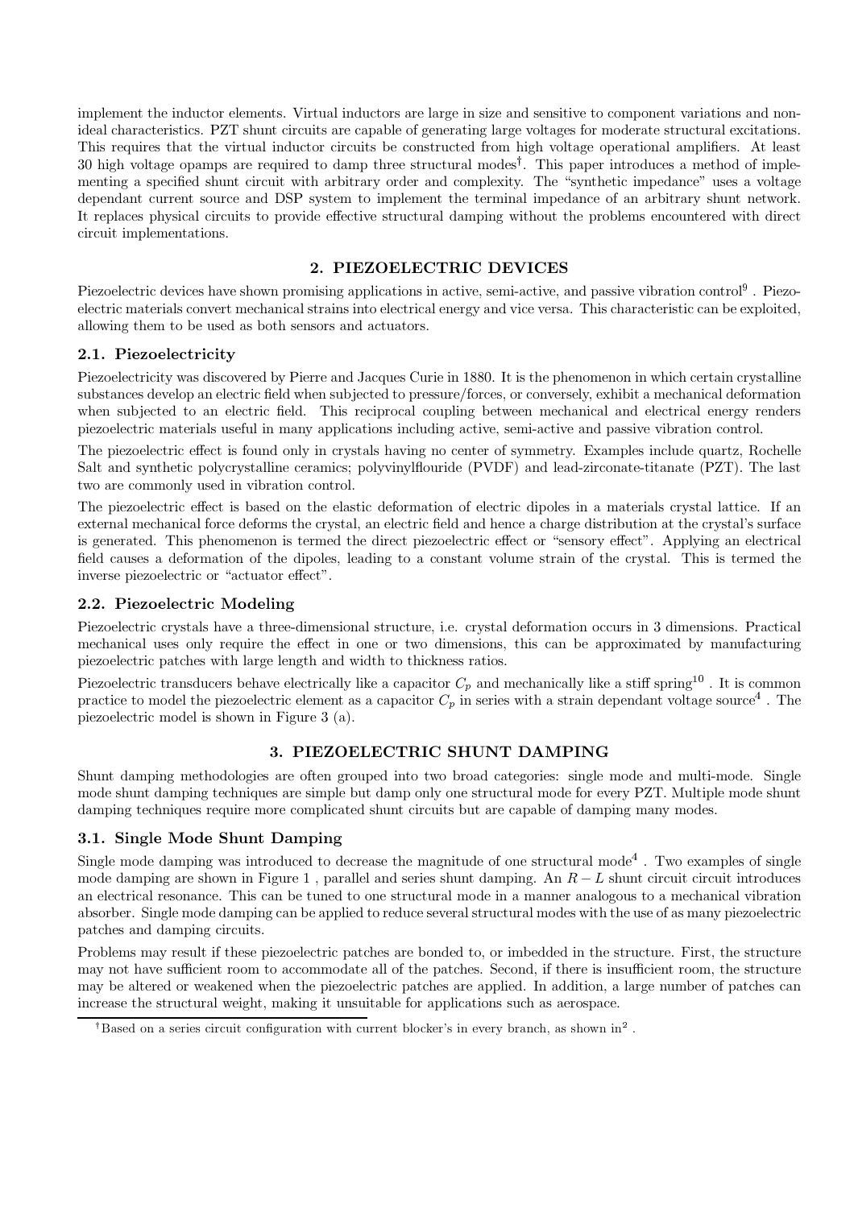implement the inductor elements. Virtual inductors are large in size and sensitive to component variations and non-ideal characteristics. PZT shunt circuits are capable of generating large voltages for moderate structural excitations. This requires that the virtual inductor circuits be constructed from high voltage operational amplifiers. At least 30 high voltage opamps are required to damp three structural modes[†]. This paper introduces a method of implementing a specified shunt circuit with arbitrary order and complexity. The "synthetic impedance" uses a voltage dependant current source and DSP system to implement the terminal impedance of an arbitrary shunt network. It replaces physical circuits to provide effective structural damping without the problems encountered with direct circuit implementations.

## 2. PIEZOELECTRIC DEVICES

Piezoelectric devices have shown promising applications in active, semi-active, and passive vibration control[9] . Piezoelectric materials convert mechanical strains into electrical energy and vice versa. This characteristic can be exploited, allowing them to be used as both sensors and actuators.

### 2.1. Piezoelectricity

Piezoelectricity was discovered by Pierre and Jacques Curie in 1880. It is the phenomenon in which certain crystalline substances develop an electric field when subjected to pressure/forces, or conversely, exhibit a mechanical deformation when subjected to an electric field. This reciprocal coupling between mechanical and electrical energy renders piezoelectric materials useful in many applications including active, semi-active and passive vibration control.

The piezoelectric effect is found only in crystals having no center of symmetry. Examples include quartz, Rochelle Salt and synthetic polycrystalline ceramics; polyvinylflouride (PVDF) and lead-zirconate-titanate (PZT). The last two are commonly used in vibration control.

The piezoelectric effect is based on the elastic deformation of electric dipoles in a materials crystal lattice. If an external mechanical force deforms the crystal, an electric field and hence a charge distribution at the crystal's surface is generated. This phenomenon is termed the direct piezoelectric effect or "sensory effect". Applying an electrical field causes a deformation of the dipoles, leading to a constant volume strain of the crystal. This is termed the inverse piezoelectric or "actuator effect".

### 2.2. Piezoelectric Modeling

Piezoelectric crystals have a three-dimensional structure, i.e. crystal deformation occurs in 3 dimensions. Practical mechanical uses only require the effect in one or two dimensions, this can be approximated by manufacturing piezoelectric patches with large length and width to thickness ratios.

Piezoelectric transducers behave electrically like a capacitor $C_p$ and mechanically like a stiff spring[10] . It is common practice to model the piezoelectric element as a capacitor $C_p$ in series with a strain dependant voltage source[4] . The piezoelectric model is shown in Figure 3 (a).

## 3. PIEZOELECTRIC SHUNT DAMPING

Shunt damping methodologies are often grouped into two broad categories: single mode and multi-mode. Single mode shunt damping techniques are simple but damp only one structural mode for every PZT. Multiple mode shunt damping techniques require more complicated shunt circuits but are capable of damping many modes.

### 3.1. Single Mode Shunt Damping

Single mode damping was introduced to decrease the magnitude of one structural mode[4] . Two examples of single mode damping are shown in Figure 1 , parallel and series shunt damping. An $R-L$ shunt circuit circuit introduces an electrical resonance. This can be tuned to one structural mode in a manner analogous to a mechanical vibration absorber. Single mode damping can be applied to reduce several structural modes with the use of as many piezoelectric patches and damping circuits.

Problems may result if these piezoelectric patches are bonded to, or imbedded in the structure. First, the structure may not have sufficient room to accommodate all of the patches. Second, if there is insufficient room, the structure may be altered or weakened when the piezoelectric patches are applied. In addition, a large number of patches can increase the structural weight, making it unsuitable for applications such as aerospace.

[†]Based on a series circuit configuration with current blocker's in every branch, as shown in[2] .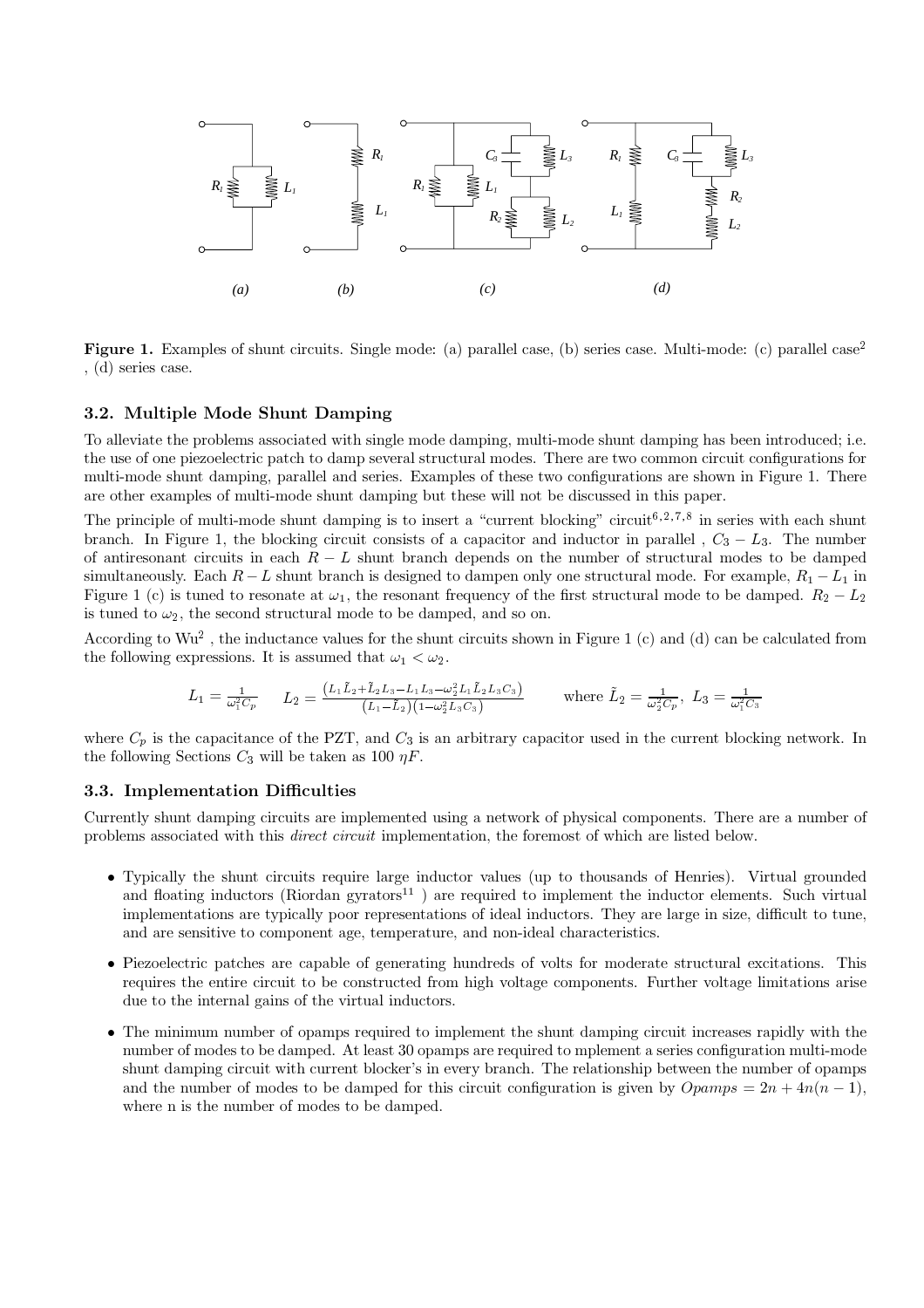**Figure 1.** Examples of shunt circuits. Single mode: (a) parallel case, (b) series case. Multi-mode: (c) parallel case[2], (d) series case.

### 3.2. Multiple Mode Shunt Damping

To alleviate the problems associated with single mode damping, multi-mode shunt damping has been introduced; i.e. the use of one piezoelectric patch to damp several structural modes. There are two common circuit configurations for multi-mode shunt damping, parallel and series. Examples of these two configurations are shown in Figure 1. There are other examples of multi-mode shunt damping but these will not be discussed in this paper.

The principle of multi-mode shunt damping is to insert a "current blocking" circuit[6,2,7,8] in series with each shunt branch. In Figure 1, the blocking circuit consists of a capacitor and inductor in parallel , $C_3 - L_3$. The number of antiresonant circuits in each $R - L$ shunt branch depends on the number of structural modes to be damped simultaneously. Each $R - L$ shunt branch is designed to dampen only one structural mode. For example, $R_1 - L_1$ in Figure 1 (c) is tuned to resonate at $\omega_1$, the resonant frequency of the first structural mode to be damped. $R_2 - L_2$ is tuned to $\omega_2$, the second structural mode to be damped, and so on.

According to Wu[2] , the inductance values for the shunt circuits shown in Figure 1 (c) and (d) can be calculated from the following expressions. It is assumed that $\omega_1 < \omega_2$.

$$L_1 = \frac{1}{\omega_1^2 C_p} \qquad L_2 = \frac{\left(L_1 \tilde{L}_2 + \tilde{L}_2 L_3 - L_1 L_3 - \omega_2^2 L_1 \tilde{L}_2 L_3 C_3\right)}{\left(L_1 - \tilde{L}_2\right)\left(1 - \omega_2^2 L_3 C_3\right)} \qquad \text{where } \tilde{L}_2 = \frac{1}{\omega_2^2 C_p},\ L_3 = \frac{1}{\omega_1^2 C_3}$$

where $C_p$ is the capacitance of the PZT, and $C_3$ is an arbitrary capacitor used in the current blocking network. In the following Sections $C_3$ will be taken as 100 $\eta F$.

### 3.3. Implementation Difficulties

Currently shunt damping circuits are implemented using a network of physical components. There are a number of problems associated with this *direct circuit* implementation, the foremost of which are listed below.

- Typically the shunt circuits require large inductor values (up to thousands of Henries). Virtual grounded and floating inductors (Riordan gyrators[11] ) are required to implement the inductor elements. Such virtual implementations are typically poor representations of ideal inductors. They are large in size, difficult to tune, and are sensitive to component age, temperature, and non-ideal characteristics.
- Piezoelectric patches are capable of generating hundreds of volts for moderate structural excitations. This requires the entire circuit to be constructed from high voltage components. Further voltage limitations arise due to the internal gains of the virtual inductors.
- The minimum number of opamps required to implement the shunt damping circuit increases rapidly with the number of modes to be damped. At least 30 opamps are required to mplement a series configuration multi-mode shunt damping circuit with current blocker's in every branch. The relationship between the number of opamps and the number of modes to be damped for this circuit configuration is given by $Opamps = 2n + 4n(n-1)$, where n is the number of modes to be damped.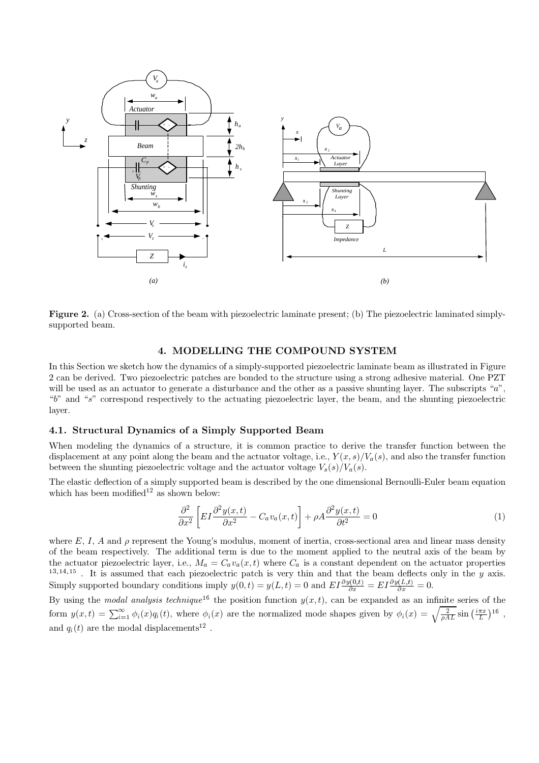**Figure 2.** (a) Cross-section of the beam with piezoelectric laminate present; (b) The piezoelectric laminated simply-supported beam.

## 4. MODELLING THE COMPOUND SYSTEM

In this Section we sketch how the dynamics of a simply-supported piezoelectric laminate beam as illustrated in Figure 2 can be derived. Two piezoelectric patches are bonded to the structure using a strong adhesive material. One PZT will be used as an actuator to generate a disturbance and the other as a passive shunting layer. The subscripts "$a$", "$b$" and "$s$" correspond respectively to the actuating piezoelectric layer, the beam, and the shunting piezoelectric layer.

### 4.1. Structural Dynamics of a Simply Supported Beam

When modeling the dynamics of a structure, it is common practice to derive the transfer function between the displacement at any point along the beam and the actuator voltage, i.e., $Y(x,s)/V_a(s)$, and also the transfer function between the shunting piezoelectric voltage and the actuator voltage $V_s(s)/V_a(s)$.

The elastic deflection of a simply supported beam is described by the one dimensional Bernoulli-Euler beam equation which has been modified[12] as shown below:

$$\frac{\partial^2}{\partial x^2}\left[EI\frac{\partial^2 y(x,t)}{\partial x^2} - C_a v_a(x,t)\right] + \rho A\frac{\partial^2 y(x,t)}{\partial t^2} = 0 \tag{1}$$

where $E$, $I$, $A$ and $\rho$ represent the Young's modulus, moment of inertia, cross-sectional area and linear mass density of the beam respectively. The additional term is due to the moment applied to the neutral axis of the beam by the actuator piezoelectric layer, i.e., $M_a = C_a v_a(x,t)$ where $C_a$ is a constant dependent on the actuator properties [13,14,15]. It is assumed that each piezoelectric patch is very thin and that the beam deflects only in the $y$ axis. Simply supported boundary conditions imply $y(0,t) = y(L,t) = 0$ and $EI\frac{\partial y(0,t)}{\partial x} = EI\frac{\partial y(L,t)}{\partial x} = 0$.

By using the *modal analysis technique*[16] the position function $y(x,t)$, can be expanded as an infinite series of the form $y(x,t) = \sum_{i=1}^{\infty}\phi_i(x)q_i(t)$, where $\phi_i(x)$ are the normalized mode shapes given by $\phi_i(x) = \sqrt{\frac{2}{\rho AL}}\sin\left(\frac{i\pi x}{L}\right)$[16], and $q_i(t)$ are the modal displacements[12].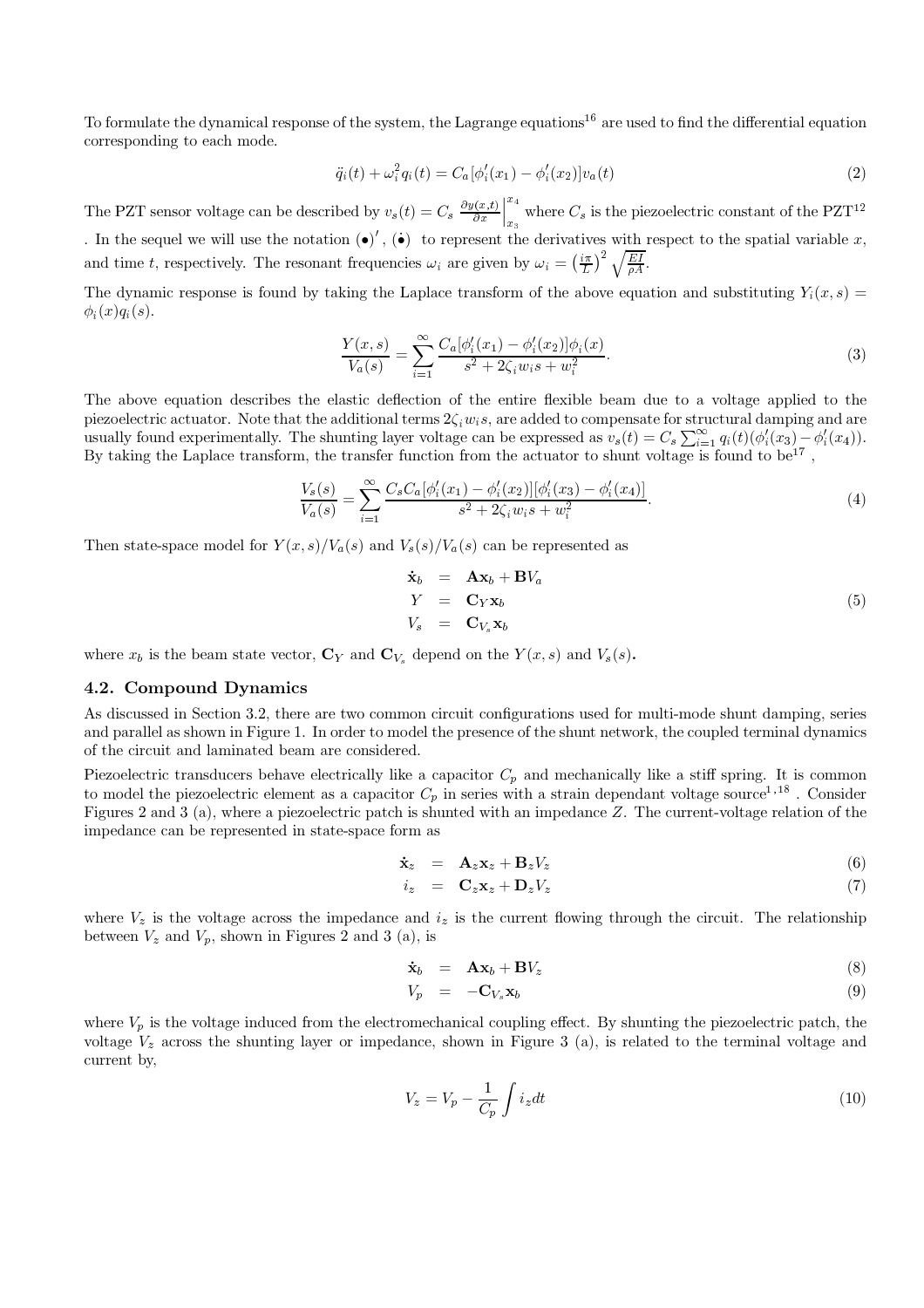To formulate the dynamical response of the system, the Lagrange equations[16] are used to find the differential equation corresponding to each mode.

$$\ddot{q}_i(t) + \omega_i^2 q_i(t) = C_a[\phi_i'(x_1) - \phi_i'(x_2)]v_a(t) \tag{2}$$

The PZT sensor voltage can be described by $v_s(t) = C_s \left.\frac{\partial y(x,t)}{\partial x}\right|_{x_3}^{x_4}$ where $C_s$ is the piezoelectric constant of the PZT[12] . In the sequel we will use the notation $(\bullet)'$, $(\dot{\bullet})$ to represent the derivatives with respect to the spatial variable $x$, and time $t$, respectively. The resonant frequencies $\omega_i$ are given by $\omega_i = \left(\frac{i\pi}{L}\right)^2 \sqrt{\frac{EI}{\rho A}}$.

The dynamic response is found by taking the Laplace transform of the above equation and substituting $Y_i(x,s) = \phi_i(x)q_i(s)$.

$$\frac{Y(x,s)}{V_a(s)} = \sum_{i=1}^{\infty} \frac{C_a[\phi_i'(x_1) - \phi_i'(x_2)]\phi_i(x)}{s^2 + 2\zeta_i w_i s + w_i^2}. \tag{3}$$

The above equation describes the elastic deflection of the entire flexible beam due to a voltage applied to the piezoelectric actuator. Note that the additional terms $2\zeta_i w_i s$, are added to compensate for structural damping and are usually found experimentally. The shunting layer voltage can be expressed as $v_s(t) = C_s \sum_{i=1}^{\infty} q_i(t)(\phi_i'(x_3) - \phi_i'(x_4))$. By taking the Laplace transform, the transfer function from the actuator to shunt voltage is found to be[17] ,

$$\frac{V_s(s)}{V_a(s)} = \sum_{i=1}^{\infty} \frac{C_s C_a[\phi_i'(x_1) - \phi_i'(x_2)][\phi_i'(x_3) - \phi_i'(x_4)]}{s^2 + 2\zeta_i w_i s + w_i^2}. \tag{4}$$

Then state-space model for $Y(x,s)/V_a(s)$ and $V_s(s)/V_a(s)$ can be represented as

$$\begin{aligned} \dot{\mathbf{x}}_b &= \mathbf{A}\mathbf{x}_b + \mathbf{B}V_a \\ Y &= \mathbf{C}_Y \mathbf{x}_b \\ V_s &= \mathbf{C}_{V_s}\mathbf{x}_b \end{aligned} \tag{5}$$

where $x_b$ is the beam state vector, $\mathbf{C}_Y$ and $\mathbf{C}_{V_s}$ depend on the $Y(x,s)$ and $V_s(s)$**.**

### 4.2. Compound Dynamics

As discussed in Section 3.2, there are two common circuit configurations used for multi-mode shunt damping, series and parallel as shown in Figure 1. In order to model the presence of the shunt network, the coupled terminal dynamics of the circuit and laminated beam are considered.

Piezoelectric transducers behave electrically like a capacitor $C_p$ and mechanically like a stiff spring. It is common to model the piezoelectric element as a capacitor $C_p$ in series with a strain dependant voltage source[1,18] . Consider Figures 2 and 3 (a), where a piezoelectric patch is shunted with an impedance $Z$. The current-voltage relation of the impedance can be represented in state-space form as

$$\dot{\mathbf{x}}_z = \mathbf{A}_z\mathbf{x}_z + \mathbf{B}_z V_z \tag{6}$$

$$i_z = \mathbf{C}_z\mathbf{x}_z + \mathbf{D}_z V_z \tag{7}$$

where $V_z$ is the voltage across the impedance and $i_z$ is the current flowing through the circuit. The relationship between $V_z$ and $V_p$, shown in Figures 2 and 3 (a), is

$$\dot{\mathbf{x}}_b = \mathbf{A}\mathbf{x}_b + \mathbf{B}V_z \tag{8}$$

$$V_p = -\mathbf{C}_{V_s}\mathbf{x}_b \tag{9}$$

where $V_p$ is the voltage induced from the electromechanical coupling effect. By shunting the piezoelectric patch, the voltage $V_z$ across the shunting layer or impedance, shown in Figure 3 (a), is related to the terminal voltage and current by,

$$V_z = V_p - \frac{1}{C_p}\int i_z dt \tag{10}$$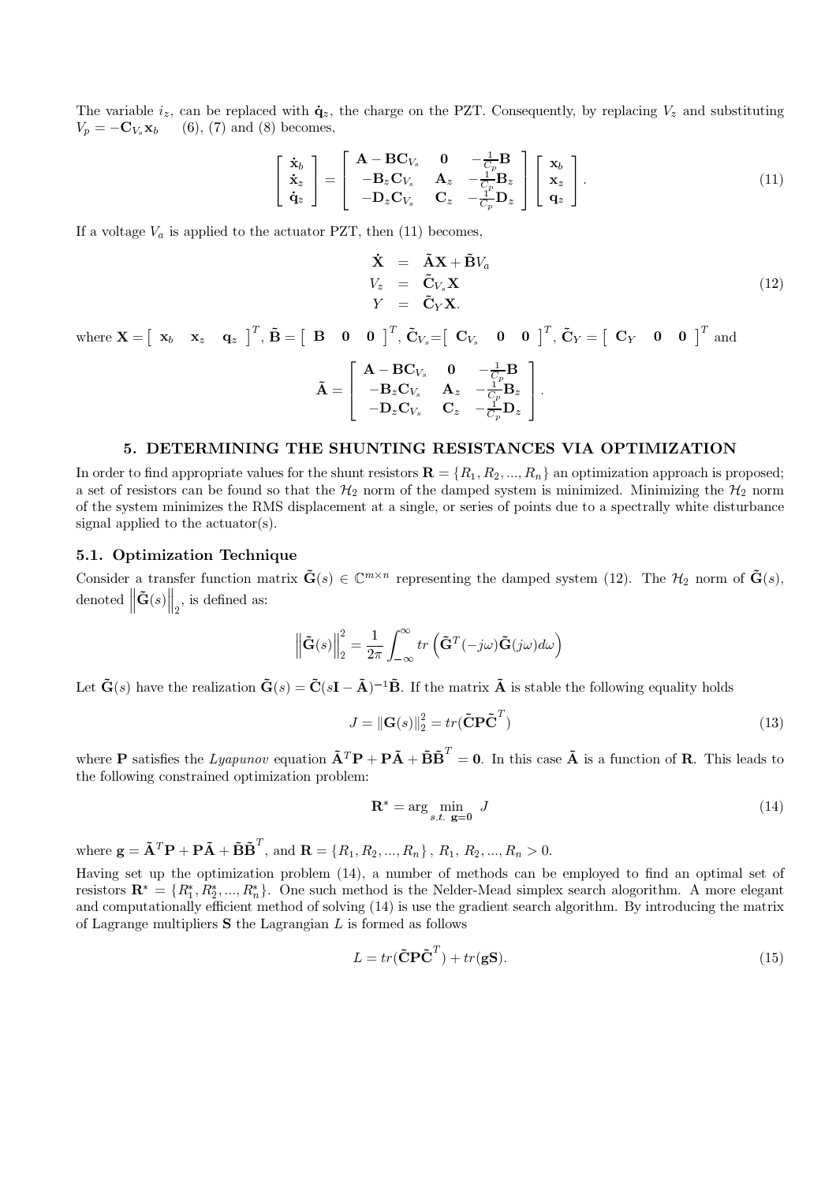The variable $i_z$, can be replaced with $\dot{\mathbf{q}}_z$, the charge on the PZT. Consequently, by replacing $V_z$ and substituting $V_p = -\mathbf{C}_{V_s}\mathbf{x}_b$ (6), (7) and (8) becomes,

$$
\begin{bmatrix} \dot{\mathbf{x}}_b \\ \dot{\mathbf{x}}_z \\ \dot{\mathbf{q}}_z \end{bmatrix} = \begin{bmatrix} \mathbf{A} - \mathbf{B}\mathbf{C}_{V_s} & \mathbf{0} & -\frac{1}{C_p}\mathbf{B} \\ -\mathbf{B}_z\mathbf{C}_{V_s} & \mathbf{A}_z & -\frac{1}{C_p}\mathbf{B}_z \\ -\mathbf{D}_z\mathbf{C}_{V_s} & \mathbf{C}_z & -\frac{1}{C_p}\mathbf{D}_z \end{bmatrix} \begin{bmatrix} \mathbf{x}_b \\ \mathbf{x}_z \\ \mathbf{q}_z \end{bmatrix}. \tag{11}
$$

If a voltage $V_a$ is applied to the actuator PZT, then (11) becomes,

$$
\begin{aligned}
\dot{\mathbf{X}} &= \tilde{\mathbf{A}}\mathbf{X} + \tilde{\mathbf{B}}V_a \\
V_z &= \tilde{\mathbf{C}}_{V_s}\mathbf{X} \\
Y &= \tilde{\mathbf{C}}_Y\mathbf{X}.
\end{aligned} \tag{12}
$$

where $\mathbf{X} = \begin{bmatrix} \mathbf{x}_b & \mathbf{x}_z & \mathbf{q}_z \end{bmatrix}^T$, $\tilde{\mathbf{B}} = \begin{bmatrix} \mathbf{B} & \mathbf{0} & \mathbf{0} \end{bmatrix}^T$, $\tilde{\mathbf{C}}_{V_s} = \begin{bmatrix} \mathbf{C}_{V_s} & \mathbf{0} & \mathbf{0} \end{bmatrix}^T$, $\tilde{\mathbf{C}}_Y = \begin{bmatrix} \mathbf{C}_Y & \mathbf{0} & \mathbf{0} \end{bmatrix}^T$ and

$$
\tilde{\mathbf{A}} = \begin{bmatrix} \mathbf{A} - \mathbf{B}\mathbf{C}_{V_s} & \mathbf{0} & -\frac{1}{C_p}\mathbf{B} \\ -\mathbf{B}_z\mathbf{C}_{V_s} & \mathbf{A}_z & -\frac{1}{C_p}\mathbf{B}_z \\ -\mathbf{D}_z\mathbf{C}_{V_s} & \mathbf{C}_z & -\frac{1}{C_p}\mathbf{D}_z \end{bmatrix}.
$$

## 5. DETERMINING THE SHUNTING RESISTANCES VIA OPTIMIZATION

In order to find appropriate values for the shunt resistors $\mathbf{R} = \{R_1, R_2, ..., R_n\}$ an optimization approach is proposed; a set of resistors can be found so that the $\mathcal{H}_2$ norm of the damped system is minimized. Minimizing the $\mathcal{H}_2$ norm of the system minimizes the RMS displacement at a single, or series of points due to a spectrally white disturbance signal applied to the actuator(s).

### 5.1. Optimization Technique

Consider a transfer function matrix $\tilde{\mathbf{G}}(s) \in \mathbb{C}^{m \times n}$ representing the damped system (12). The $\mathcal{H}_2$ norm of $\tilde{\mathbf{G}}(s)$, denoted $\left\|\tilde{\mathbf{G}}(s)\right\|_2$, is defined as:

$$
\left\|\tilde{\mathbf{G}}(s)\right\|_2^2 = \frac{1}{2\pi}\int_{-\infty}^{\infty} tr\left(\tilde{\mathbf{G}}^T(-j\omega)\tilde{\mathbf{G}}(j\omega)d\omega\right)
$$

Let $\tilde{\mathbf{G}}(s)$ have the realization $\tilde{\mathbf{G}}(s) = \tilde{\mathbf{C}}(s\mathbf{I} - \tilde{\mathbf{A}})^{-1}\tilde{\mathbf{B}}$. If the matrix $\tilde{\mathbf{A}}$ is stable the following equality holds

$$
J = \|\mathbf{G}(s)\|_2^2 = tr(\tilde{\mathbf{C}}\mathbf{P}\tilde{\mathbf{C}}^T) \tag{13}
$$

where $\mathbf{P}$ satisfies the *Lyapunov* equation $\tilde{\mathbf{A}}^T\mathbf{P} + \mathbf{P}\tilde{\mathbf{A}} + \tilde{\mathbf{B}}\tilde{\mathbf{B}}^T = \mathbf{0}$. In this case $\tilde{\mathbf{A}}$ is a function of $\mathbf{R}$. This leads to the following constrained optimization problem:

$$
\mathbf{R}^* = \arg \min_{s.t.\ \mathbf{g}=\mathbf{0}} J \tag{14}
$$

where $\mathbf{g} = \tilde{\mathbf{A}}^T\mathbf{P} + \mathbf{P}\tilde{\mathbf{A}} + \tilde{\mathbf{B}}\tilde{\mathbf{B}}^T$, and $\mathbf{R} = \{R_1, R_2, ..., R_n\}$, $R_1, R_2, ..., R_n > 0$.

Having set up the optimization problem (14), a number of methods can be employed to find an optimal set of resistors $\mathbf{R}^* = \{R_1^*, R_2^*, ..., R_n^*\}$. One such method is the Nelder-Mead simplex search alogorithm. A more elegant and computationally efficient method of solving (14) is use the gradient search algorithm. By introducing the matrix of Lagrange multipliers $\mathbf{S}$ the Lagrangian $L$ is formed as follows

$$
L = tr(\tilde{\mathbf{C}}\mathbf{P}\tilde{\mathbf{C}}^T) + tr(\mathbf{g}\mathbf{S}). \tag{15}
$$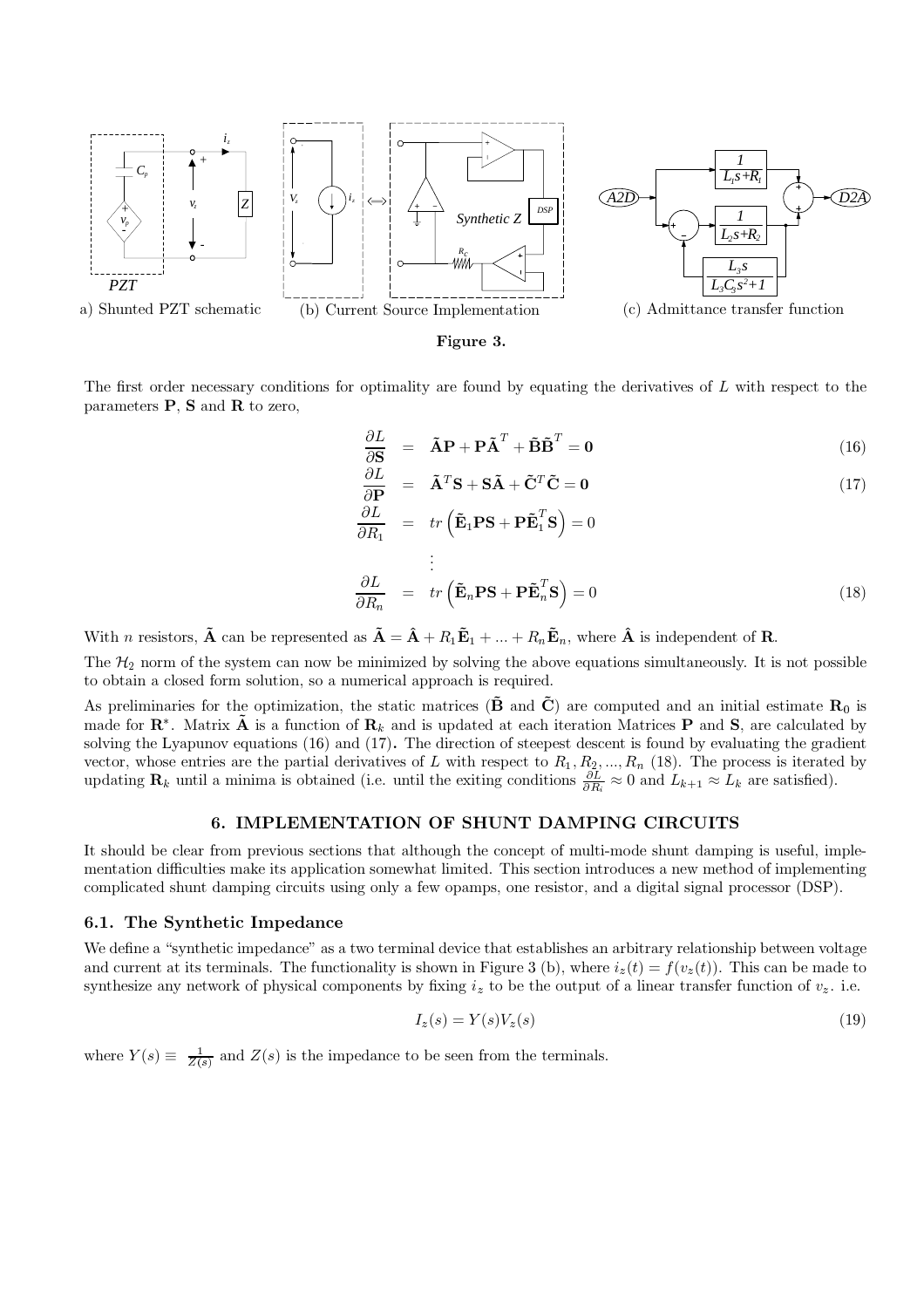a) Shunted PZT schematic (b) Current Source Implementation (c) Admittance transfer function

**Figure 3.**

The first order necessary conditions for optimality are found by equating the derivatives of $L$ with respect to the parameters $\mathbf{P}$, $\mathbf{S}$ and $\mathbf{R}$ to zero,

$$\frac{\partial L}{\partial \mathbf{S}} = \tilde{\mathbf{A}}\mathbf{P} + \mathbf{P}\tilde{\mathbf{A}}^T + \tilde{\mathbf{B}}\tilde{\mathbf{B}}^T = \mathbf{0} \tag{16}$$

$$\frac{\partial L}{\partial \mathbf{P}} = \tilde{\mathbf{A}}^T\mathbf{S} + \mathbf{S}\tilde{\mathbf{A}} + \tilde{\mathbf{C}}^T\tilde{\mathbf{C}} = \mathbf{0} \tag{17}$$

$$\frac{\partial L}{\partial R_1} = tr\left(\tilde{\mathbf{E}}_1\mathbf{P}\mathbf{S} + \mathbf{P}\tilde{\mathbf{E}}_1^T\mathbf{S}\right) = 0$$

$$\vdots$$

$$\frac{\partial L}{\partial R_n} = tr\left(\tilde{\mathbf{E}}_n\mathbf{P}\mathbf{S} + \mathbf{P}\tilde{\mathbf{E}}_n^T\mathbf{S}\right) = 0 \tag{18}$$

With $n$ resistors, $\tilde{\mathbf{A}}$ can be represented as $\tilde{\mathbf{A}} = \hat{\mathbf{A}} + R_1\tilde{\mathbf{E}}_1 + ... + R_n\tilde{\mathbf{E}}_n$, where $\hat{\mathbf{A}}$ is independent of $\mathbf{R}$.

The $\mathcal{H}_2$ norm of the system can now be minimized by solving the above equations simultaneously. It is not possible to obtain a closed form solution, so a numerical approach is required.

As preliminaries for the optimization, the static matrices ($\tilde{\mathbf{B}}$ and $\tilde{\mathbf{C}}$) are computed and an initial estimate $\mathbf{R}_0$ is made for $\mathbf{R}^*$. Matrix $\tilde{\mathbf{A}}$ is a function of $\mathbf{R}_k$ and is updated at each iteration Matrices $\mathbf{P}$ and $\mathbf{S}$, are calculated by solving the Lyapunov equations (16) and (17). The direction of steepest descent is found by evaluating the gradient vector, whose entries are the partial derivatives of $L$ with respect to $R_1, R_2, ..., R_n$ (18). The process is iterated by updating $\mathbf{R}_k$ until a minima is obtained (i.e. until the exiting conditions $\frac{\partial L}{\partial R_i} \approx 0$ and $L_{k+1} \approx L_k$ are satisfied).

## 6. IMPLEMENTATION OF SHUNT DAMPING CIRCUITS

It should be clear from previous sections that although the concept of multi-mode shunt damping is useful, implementation difficulties make its application somewhat limited. This section introduces a new method of implementing complicated shunt damping circuits using only a few opamps, one resistor, and a digital signal processor (DSP).

### 6.1. The Synthetic Impedance

We define a "synthetic impedance" as a two terminal device that establishes an arbitrary relationship between voltage and current at its terminals. The functionality is shown in Figure 3 (b), where $i_z(t) = f(v_z(t))$. This can be made to synthesize any network of physical components by fixing $i_z$ to be the output of a linear transfer function of $v_z$. i.e.

$$I_z(s) = Y(s)V_z(s) \tag{19}$$

where $Y(s) \equiv \frac{1}{Z(s)}$ and $Z(s)$ is the impedance to be seen from the terminals.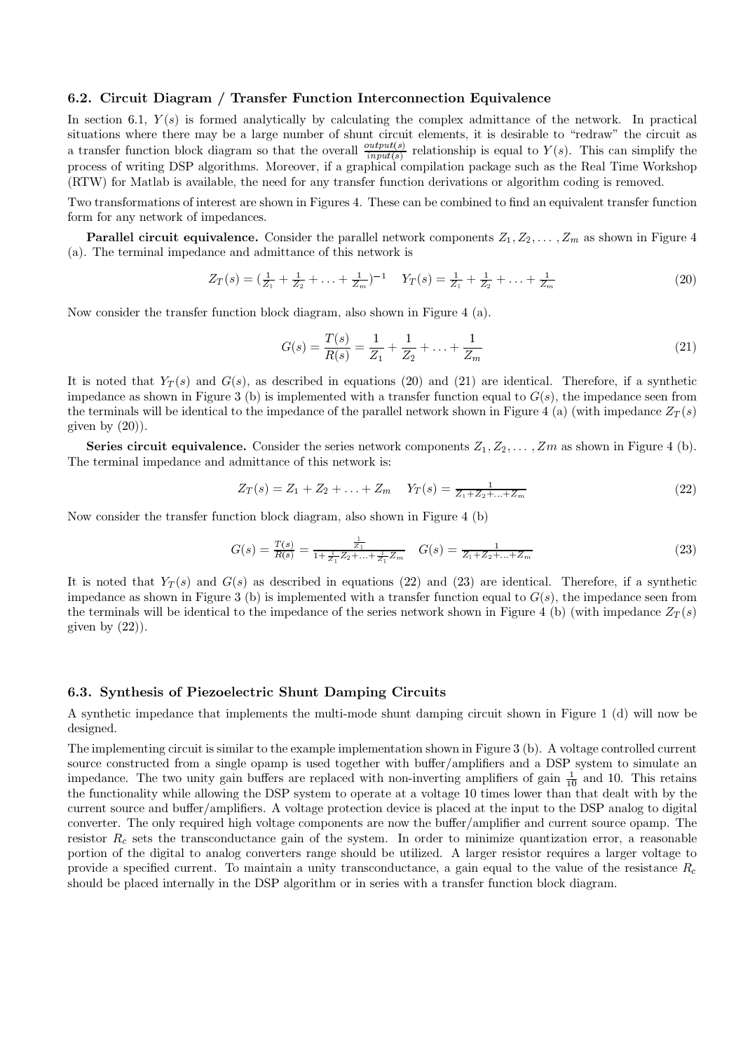### 6.2. Circuit Diagram / Transfer Function Interconnection Equivalence

In section 6.1, $Y(s)$ is formed analytically by calculating the complex admittance of the network. In practical situations where there may be a large number of shunt circuit elements, it is desirable to "redraw" the circuit as a transfer function block diagram so that the overall $\frac{output(s)}{input(s)}$ relationship is equal to $Y(s)$. This can simplify the process of writing DSP algorithms. Moreover, if a graphical compilation package such as the Real Time Workshop (RTW) for Matlab is available, the need for any transfer function derivations or algorithm coding is removed.

Two transformations of interest are shown in Figures 4. These can be combined to find an equivalent transfer function form for any network of impedances.

**Parallel circuit equivalence.** Consider the parallel network components $Z_1, Z_2, \ldots, Z_m$ as shown in Figure 4 (a). The terminal impedance and admittance of this network is

$$Z_T(s) = (\tfrac{1}{Z_1} + \tfrac{1}{Z_2} + \ldots + \tfrac{1}{Z_m})^{-1} \quad Y_T(s) = \tfrac{1}{Z_1} + \tfrac{1}{Z_2} + \ldots + \tfrac{1}{Z_m} \tag{20}$$

Now consider the transfer function block diagram, also shown in Figure 4 (a).

$$G(s) = \frac{T(s)}{R(s)} = \frac{1}{Z_1} + \frac{1}{Z_2} + \ldots + \frac{1}{Z_m} \tag{21}$$

It is noted that $Y_T(s)$ and $G(s)$, as described in equations (20) and (21) are identical. Therefore, if a synthetic impedance as shown in Figure 3 (b) is implemented with a transfer function equal to $G(s)$, the impedance seen from the terminals will be identical to the impedance of the parallel network shown in Figure 4 (a) (with impedance $Z_T(s)$ given by (20)).

**Series circuit equivalence.** Consider the series network components $Z_1, Z_2, \ldots, Zm$ as shown in Figure 4 (b). The terminal impedance and admittance of this network is:

$$Z_T(s) = Z_1 + Z_2 + \ldots + Z_m \quad Y_T(s) = \tfrac{1}{Z_1 + Z_2 + \ldots + Z_m} \tag{22}$$

Now consider the transfer function block diagram, also shown in Figure 4 (b)

$$G(s) = \tfrac{T(s)}{R(s)} = \tfrac{\frac{1}{Z_1}}{1 + \frac{1}{Z_1}Z_2 + \ldots + \frac{1}{Z_1}Z_m} \quad G(s) = \tfrac{1}{Z_1 + Z_2 + \ldots + Z_m} \tag{23}$$

It is noted that $Y_T(s)$ and $G(s)$ as described in equations (22) and (23) are identical. Therefore, if a synthetic impedance as shown in Figure 3 (b) is implemented with a transfer function equal to $G(s)$, the impedance seen from the terminals will be identical to the impedance of the series network shown in Figure 4 (b) (with impedance $Z_T(s)$ given by (22)).

### 6.3. Synthesis of Piezoelectric Shunt Damping Circuits

A synthetic impedance that implements the multi-mode shunt damping circuit shown in Figure 1 (d) will now be designed.

The implementing circuit is similar to the example implementation shown in Figure 3 (b). A voltage controlled current source constructed from a single opamp is used together with buffer/amplifiers and a DSP system to simulate an impedance. The two unity gain buffers are replaced with non-inverting amplifiers of gain $\frac{1}{10}$ and 10. This retains the functionality while allowing the DSP system to operate at a voltage 10 times lower than that dealt with by the current source and buffer/amplifiers. A voltage protection device is placed at the input to the DSP analog to digital converter. The only required high voltage components are now the buffer/amplifier and current source opamp. The resistor $R_c$ sets the transconductance gain of the system. In order to minimize quantization error, a reasonable portion of the digital to analog converters range should be utilized. A larger resistor requires a larger voltage to provide a specified current. To maintain a unity transconductance, a gain equal to the value of the resistance $R_c$ should be placed internally in the DSP algorithm or in series with a transfer function block diagram.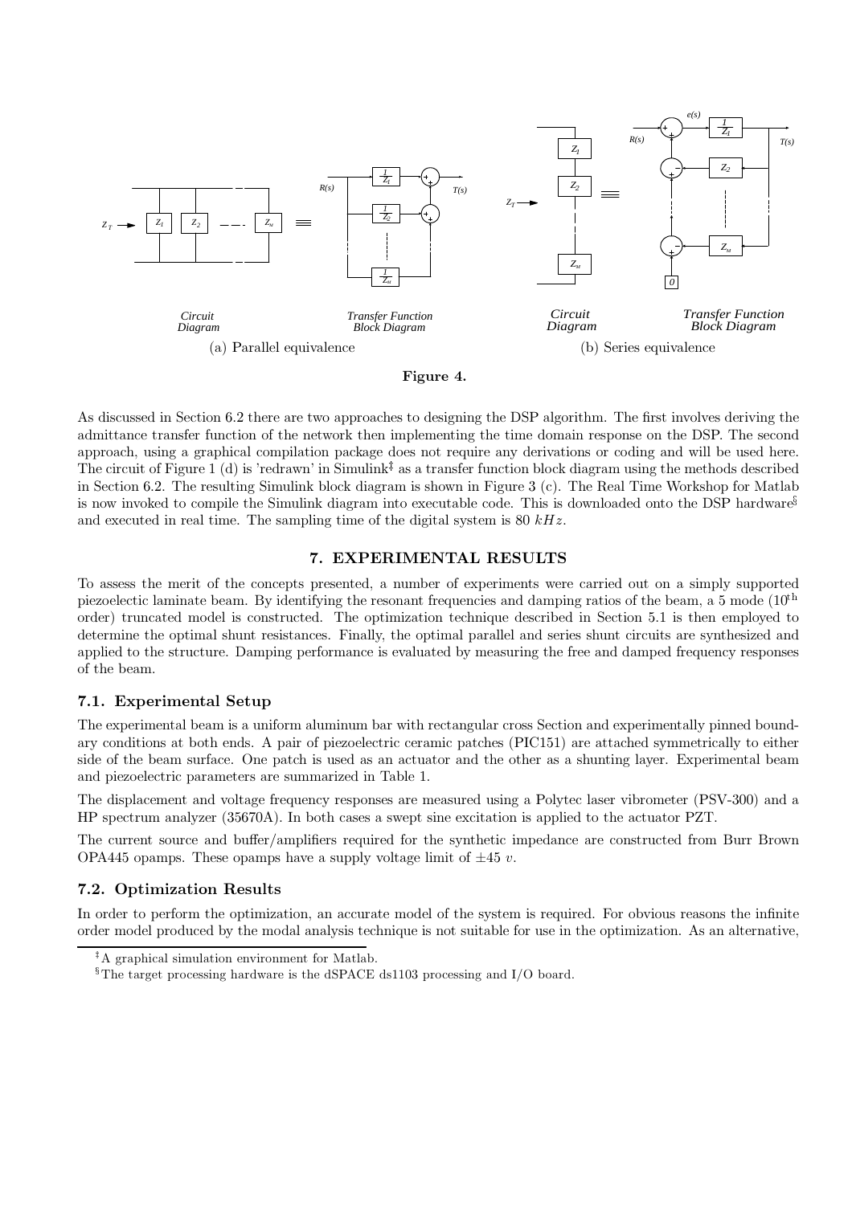(a) Parallel equivalence

(b) Series equivalence

**Figure 4.**

As discussed in Section 6.2 there are two approaches to designing the DSP algorithm. The first involves deriving the admittance transfer function of the network then implementing the time domain response on the DSP. The second approach, using a graphical compilation package does not require any derivations or coding and will be used here. The circuit of Figure 1 (d) is 'redrawn' in Simulink[‡] as a transfer function block diagram using the methods described in Section 6.2. The resulting Simulink block diagram is shown in Figure 3 (c). The Real Time Workshop for Matlab is now invoked to compile the Simulink diagram into executable code. This is downloaded onto the DSP hardware[§] and executed in real time. The sampling time of the digital system is 80 $kHz$.

## 7. EXPERIMENTAL RESULTS

To assess the merit of the concepts presented, a number of experiments were carried out on a simply supported piezoelectic laminate beam. By identifying the resonant frequencies and damping ratios of the beam, a 5 mode ($10^{th}$ order) truncated model is constructed. The optimization technique described in Section 5.1 is then employed to determine the optimal shunt resistances. Finally, the optimal parallel and series shunt circuits are synthesized and applied to the structure. Damping performance is evaluated by measuring the free and damped frequency responses of the beam.

### 7.1. Experimental Setup

The experimental beam is a uniform aluminum bar with rectangular cross Section and experimentally pinned boundary conditions at both ends. A pair of piezoelectric ceramic patches (PIC151) are attached symmetrically to either side of the beam surface. One patch is used as an actuator and the other as a shunting layer. Experimental beam and piezoelectric parameters are summarized in Table 1.

The displacement and voltage frequency responses are measured using a Polytec laser vibrometer (PSV-300) and a HP spectrum analyzer (35670A). In both cases a swept sine excitation is applied to the actuator PZT.

The current source and buffer/amplifiers required for the synthetic impedance are constructed from Burr Brown OPA445 opamps. These opamps have a supply voltage limit of $\pm 45$ $v$.

### 7.2. Optimization Results

In order to perform the optimization, an accurate model of the system is required. For obvious reasons the infinite order model produced by the modal analysis technique is not suitable for use in the optimization. As an alternative,

[‡]A graphical simulation environment for Matlab.

[§]The target processing hardware is the dSPACE ds1103 processing and I/O board.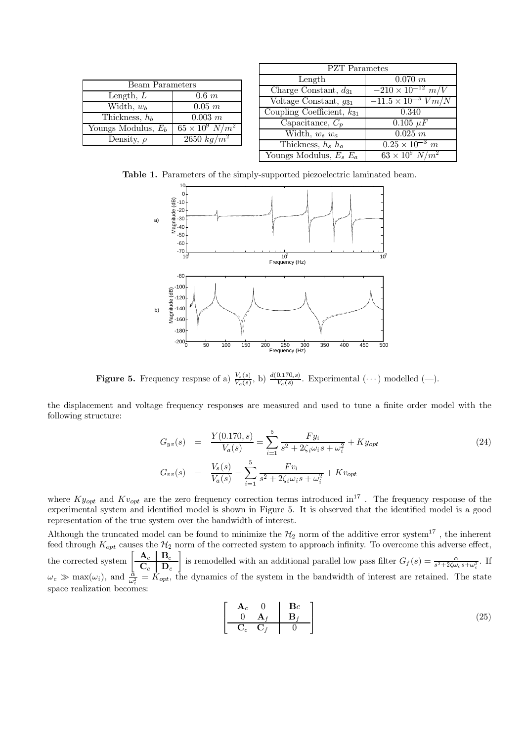| Beam Parameters | |
|---|---|
| Length, $L$ | $0.6\ m$ |
| Width, $w_b$ | $0.05\ m$ |
| Thickness, $h_b$ | $0.003\ m$ |
| Youngs Modulus, $E_b$ | $65 \times 10^9\ N/m^2$ |
| Density, $\rho$ | $2650\ kg/m^2$ |

| PZT Parametes | |
|---|---|
| Length | $0.070\ m$ |
| Charge Constant, $d_{31}$ | $-210 \times 10^{-12}\ m/V$ |
| Voltage Constant, $g_{31}$ | $-11.5 \times 10^{-3}\ Vm/N$ |
| Coupling Coefficient, $k_{31}$ | $0.340$ |
| Capacitance, $C_p$ | $0.105\ \mu F$ |
| Width, $w_s\ w_a$ | $0.025\ m$ |
| Thickness, $h_s\ h_a$ | $0.25 \times 10^{-3}\ m$ |
| Youngs Modulus, $E_s\ E_a$ | $63 \times 10^9\ N/m^2$ |

**Table 1.** Parameters of the simply-supported piezoelectric laminated beam.

**Figure 5.** Frequency respnse of a) $\frac{V_s(s)}{V_a(s)}$, b) $\frac{d(0.170,s)}{V_a(s)}$. Experimental $(\cdots)$ modelled (—).

the displacement and voltage frequency responses are measured and used to tune a finite order model with the following structure:

$$
\begin{aligned}
G_{yv}(s) &= \frac{Y(0.170, s)}{V_a(s)} = \sum_{i=1}^{5} \frac{Fy_i}{s^2 + 2\zeta_i \omega_i s + \omega_i^2} + Ky_{opt} \\
G_{vv}(s) &= \frac{V_s(s)}{V_a(s)} = \sum_{i=1}^{5} \frac{Fv_i}{s^2 + 2\zeta_i \omega_i s + \omega_i^2} + Kv_{opt}
\end{aligned}
\tag{24}
$$

where $Ky_{opt}$ and $Kv_{opt}$ are the zero frequency correction terms introduced in[17] . The frequency response of the experimental system and identified model is shown in Figure 5. It is observed that the identified model is a good representation of the true system over the bandwidth of interest.

Although the truncated model can be found to minimize the $\mathcal{H}_2$ norm of the additive error system[17] , the inherent feed through $K_{opt}$ causes the $\mathcal{H}_2$ norm of the corrected system to approach infinity. To overcome this adverse effect, the corrected system $\left[\begin{array}{c|c} \mathbf{A}_c & \mathbf{B}_c \\ \hline \mathbf{C}_c & \mathbf{D}_c \end{array}\right]$ is remodelled with an additional parallel low pass filter $G_f(s) = \frac{\alpha}{s^2 + 2\zeta\omega_c s + \omega_c^2}$. If $\omega_c \gg \max(\omega_i)$, and $\frac{\alpha}{\omega_c^2} = K_{opt}$, the dynamics of the system in the bandwidth of interest are retained. The state space realization becomes:

$$
\left[\begin{array}{cc|c} \mathbf{A}_c & 0 & \mathbf{B}c \\ 0 & \mathbf{A}_f & \mathbf{B}_f \\ \hline \mathbf{C}_c & \mathbf{C}_f & 0 \end{array}\right]
\tag{25}
$$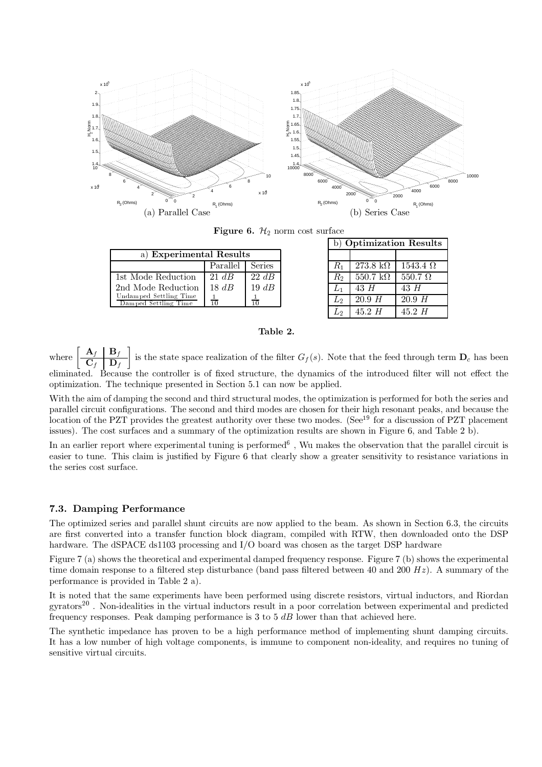(a) Parallel Case

(b) Series Case

**Figure 6.** $\mathcal{H}_2$ norm cost surface

| a) **Experimental Results** | | |
|---|---|---|
| | Parallel | Series |
| 1st Mode Reduction | 21 $dB$ | 22 $dB$ |
| 2nd Mode Reduction | 18 $dB$ | 19 $dB$ |
| $\frac{\text{Undamped Settling Time}}{\text{Damped Settling Time}}$ | $\frac{1}{10}$ | $\frac{1}{10}$ |

| b) **Optimization Results** | | |
|---|---|---|
| | | |
| $R_1$ | 273.8 k$\Omega$ | 1543.4 $\Omega$ |
| $R_2$ | 550.7 k$\Omega$ | 550.7 $\Omega$ |
| $L_1$ | 43 $H$ | 43 $H$ |
| $L_2$ | 20.9 $H$ | 20.9 $H$ |
| $L_2$ | 45.2 $H$ | 45.2 $H$ |

**Table 2.**

where $\left[\begin{array}{c|c} \mathbf{A}_f & \mathbf{B}_f \\ \hline \mathbf{C}_f & \mathbf{D}_f \end{array}\right]$ is the state space realization of the filter $G_f(s)$. Note that the feed through term $\mathbf{D}_c$ has been eliminated. Because the controller is of fixed structure, the dynamics of the introduced filter will not effect the optimization. The technique presented in Section 5.1 can now be applied.

With the aim of damping the second and third structural modes, the optimization is performed for both the series and parallel circuit configurations. The second and third modes are chosen for their high resonant peaks, and because the location of the PZT provides the greatest authority over these two modes. (See[19] for a discussion of PZT placement issues). The cost surfaces and a summary of the optimization results are shown in Figure 6, and Table 2 b).

In an earlier report where experimental tuning is performed[6] , Wu makes the observation that the parallel circuit is easier to tune. This claim is justified by Figure 6 that clearly show a greater sensitivity to resistance variations in the series cost surface.

### 7.3. Damping Performance

The optimized series and parallel shunt circuits are now applied to the beam. As shown in Section 6.3, the circuits are first converted into a transfer function block diagram, compiled with RTW, then downloaded onto the DSP hardware. The dSPACE ds1103 processing and I/O board was chosen as the target DSP hardware

Figure 7 (a) shows the theoretical and experimental damped frequency response. Figure 7 (b) shows the experimental time domain response to a filtered step disturbance (band pass filtered between 40 and 200 $Hz$). A summary of the performance is provided in Table 2 a).

It is noted that the same experiments have been performed using discrete resistors, virtual inductors, and Riordan gyrators[20] . Non-idealities in the virtual inductors result in a poor correlation between experimental and predicted frequency responses. Peak damping performance is 3 to 5 $dB$ lower than that achieved here.

The synthetic impedance has proven to be a high performance method of implementing shunt damping circuits. It has a low number of high voltage components, is immune to component non-ideality, and requires no tuning of sensitive virtual circuits.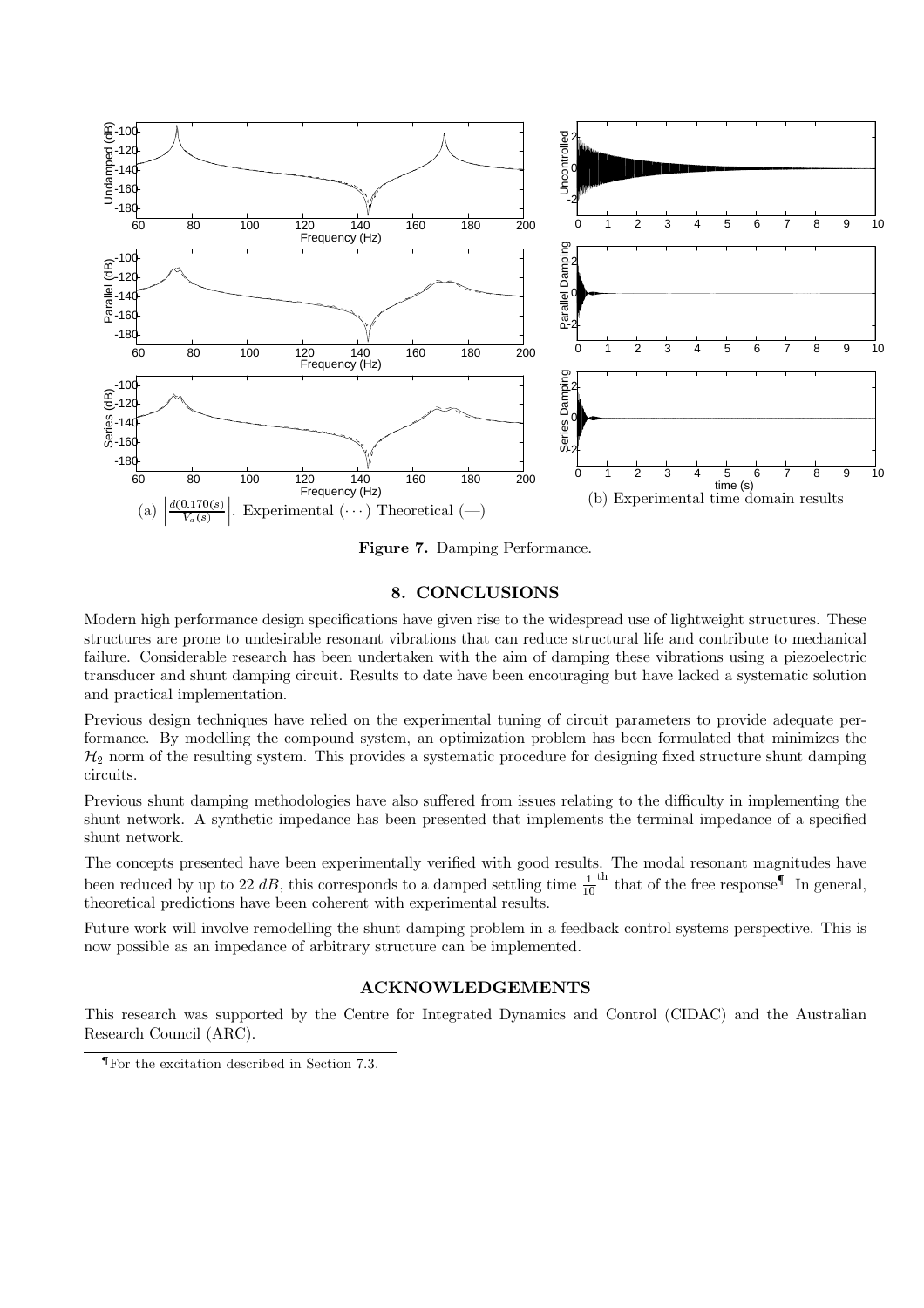(a) $\left|\frac{d(0.170(s)}{V_a(s)}\right|$. Experimental $(\cdots)$ Theoretical (—)

(b) Experimental time domain results

**Figure 7.** Damping Performance.

## 8. CONCLUSIONS

Modern high performance design specifications have given rise to the widespread use of lightweight structures. These structures are prone to undesirable resonant vibrations that can reduce structural life and contribute to mechanical failure. Considerable research has been undertaken with the aim of damping these vibrations using a piezoelectric transducer and shunt damping circuit. Results to date have been encouraging but have lacked a systematic solution and practical implementation.

Previous design techniques have relied on the experimental tuning of circuit parameters to provide adequate performance. By modelling the compound system, an optimization problem has been formulated that minimizes the $\mathcal{H}_2$ norm of the resulting system. This provides a systematic procedure for designing fixed structure shunt damping circuits.

Previous shunt damping methodologies have also suffered from issues relating to the difficulty in implementing the shunt network. A synthetic impedance has been presented that implements the terminal impedance of a specified shunt network.

The concepts presented have been experimentally verified with good results. The modal resonant magnitudes have been reduced by up to 22 $dB$, this corresponds to a damped settling time $\frac{1}{10}^{\text{th}}$ that of the free response¶ In general, theoretical predictions have been coherent with experimental results.

Future work will involve remodelling the shunt damping problem in a feedback control systems perspective. This is now possible as an impedance of arbitrary structure can be implemented.

## ACKNOWLEDGEMENTS

This research was supported by the Centre for Integrated Dynamics and Control (CIDAC) and the Australian Research Council (ARC).

¶For the excitation described in Section 7.3.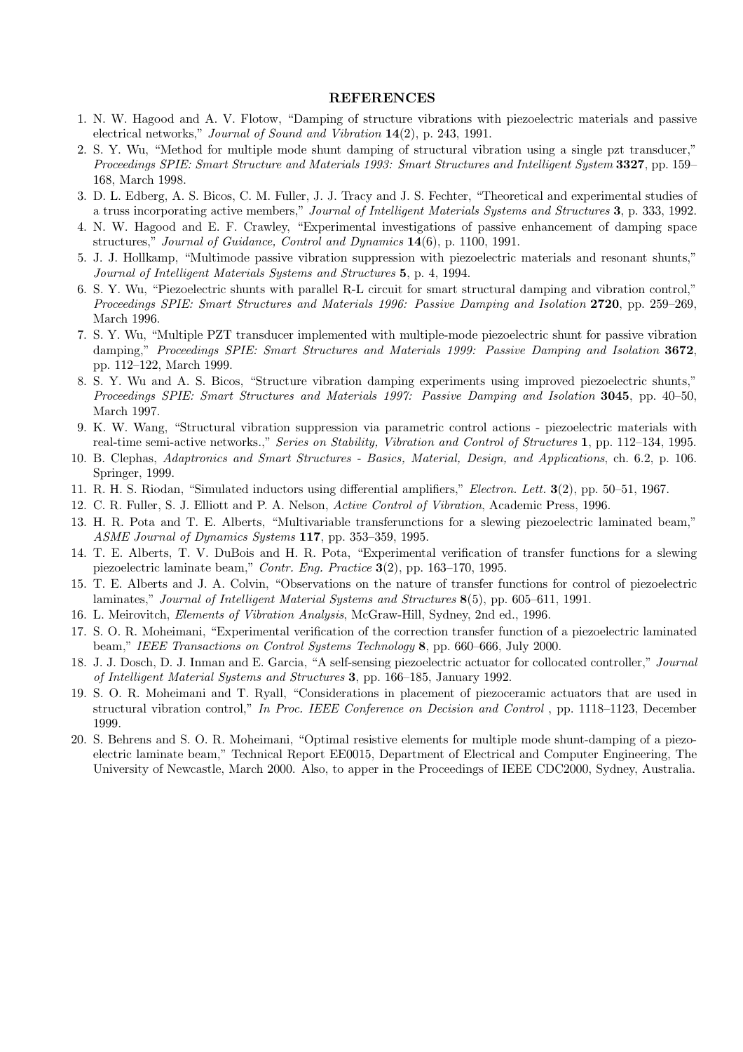## REFERENCES

1. N. W. Hagood and A. V. Flotow, "Damping of structure vibrations with piezoelectric materials and passive electrical networks," *Journal of Sound and Vibration* **14**(2), p. 243, 1991.
2. S. Y. Wu, "Method for multiple mode shunt damping of structural vibration using a single pzt transducer," *Proceedings SPIE: Smart Structure and Materials 1993: Smart Structures and Intelligent System* **3327**, pp. 159–168, March 1998.
3. D. L. Edberg, A. S. Bicos, C. M. Fuller, J. J. Tracy and J. S. Fechter, "Theoretical and experimental studies of a truss incorporating active members," *Journal of Intelligent Materials Systems and Structures* **3**, p. 333, 1992.
4. N. W. Hagood and E. F. Crawley, "Experimental investigations of passive enhancement of damping space structures," *Journal of Guidance, Control and Dynamics* **14**(6), p. 1100, 1991.
5. J. J. Hollkamp, "Multimode passive vibration suppression with piezoelectric materials and resonant shunts," *Journal of Intelligent Materials Systems and Structures* **5**, p. 4, 1994.
6. S. Y. Wu, "Piezoelectric shunts with parallel R-L circuit for smart structural damping and vibration control," *Proceedings SPIE: Smart Structures and Materials 1996: Passive Damping and Isolation* **2720**, pp. 259–269, March 1996.
7. S. Y. Wu, "Multiple PZT transducer implemented with multiple-mode piezoelectric shunt for passive vibration damping," *Proceedings SPIE: Smart Structures and Materials 1999: Passive Damping and Isolation* **3672**, pp. 112–122, March 1999.
8. S. Y. Wu and A. S. Bicos, "Structure vibration damping experiments using improved piezoelectric shunts," *Proceedings SPIE: Smart Structures and Materials 1997: Passive Damping and Isolation* **3045**, pp. 40–50, March 1997.
9. K. W. Wang, "Structural vibration suppression via parametric control actions - piezoelectric materials with real-time semi-active networks.," *Series on Stability, Vibration and Control of Structures* **1**, pp. 112–134, 1995.
10. B. Clephas, *Adaptronics and Smart Structures - Basics, Material, Design, and Applications*, ch. 6.2, p. 106. Springer, 1999.
11. R. H. S. Riodan, "Simulated inductors using differential amplifiers," *Electron. Lett.* **3**(2), pp. 50–51, 1967.
12. C. R. Fuller, S. J. Elliott and P. A. Nelson, *Active Control of Vibration*, Academic Press, 1996.
13. H. R. Pota and T. E. Alberts, "Multivariable transferunctions for a slewing piezoelectric laminated beam," *ASME Journal of Dynamics Systems* **117**, pp. 353–359, 1995.
14. T. E. Alberts, T. V. DuBois and H. R. Pota, "Experimental verification of transfer functions for a slewing piezoelectric laminate beam," *Contr. Eng. Practice* **3**(2), pp. 163–170, 1995.
15. T. E. Alberts and J. A. Colvin, "Observations on the nature of transfer functions for control of piezoelectric laminates," *Journal of Intelligent Material Systems and Structures* **8**(5), pp. 605–611, 1991.
16. L. Meirovitch, *Elements of Vibration Analysis*, McGraw-Hill, Sydney, 2nd ed., 1996.
17. S. O. R. Moheimani, "Experimental verification of the correction transfer function of a piezoelectric laminated beam," *IEEE Transactions on Control Systems Technology* **8**, pp. 660–666, July 2000.
18. J. J. Dosch, D. J. Inman and E. Garcia, "A self-sensing piezoelectric actuator for collocated controller," *Journal of Intelligent Material Systems and Structures* **3**, pp. 166–185, January 1992.
19. S. O. R. Moheimani and T. Ryall, "Considerations in placement of piezoceramic actuators that are used in structural vibration control," *In Proc. IEEE Conference on Decision and Control* , pp. 1118–1123, December 1999.
20. S. Behrens and S. O. R. Moheimani, "Optimal resistive elements for multiple mode shunt-damping of a piezoelectric laminate beam," Technical Report EE0015, Department of Electrical and Computer Engineering, The University of Newcastle, March 2000. Also, to apper in the Proceedings of IEEE CDC2000, Sydney, Australia.